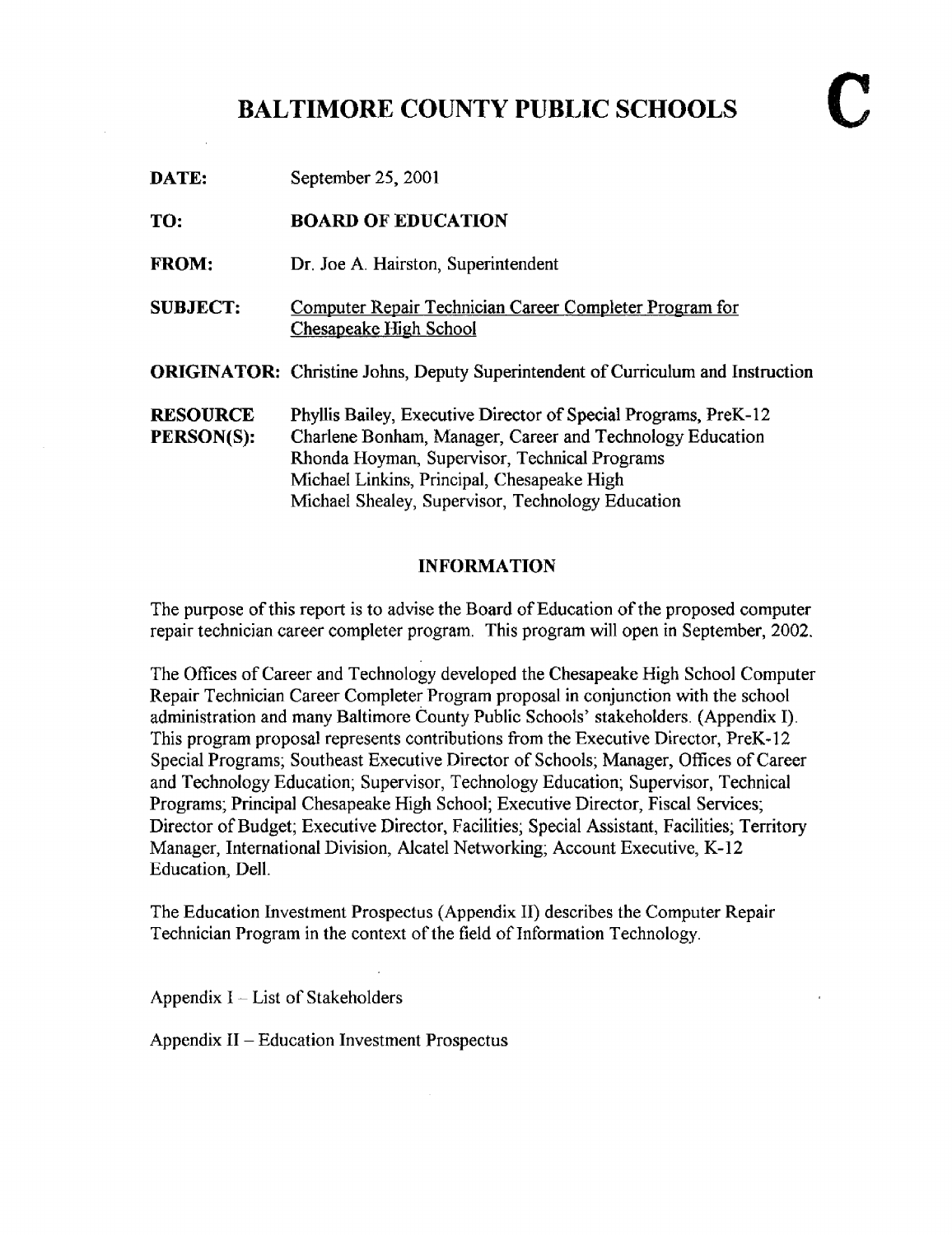# BALTIMORE COUNTY PUBLIC SCHOOLS

**C**

**DATE:** September 25, 2001

**TO:** **BOARD OF EDUCATION**

**FROM:** Dr. Joe A. Hairston, Superintendent

**SUBJECT:** Computer Repair Technician Career Completer Program for Chesapeake High School

**ORIGINATOR:** Christine Johns, Deputy Superintendent of Curriculum and Instruction

**RESOURCE PERSON(S):** Phyllis Bailey, Executive Director of Special Programs, PreK-12
Charlene Bonham, Manager, Career and Technology Education
Rhonda Hoyman, Supervisor, Technical Programs
Michael Linkins, Principal, Chesapeake High
Michael Shealey, Supervisor, Technology Education

## INFORMATION

The purpose of this report is to advise the Board of Education of the proposed computer repair technician career completer program. This program will open in September, 2002.

The Offices of Career and Technology developed the Chesapeake High School Computer Repair Technician Career Completer Program proposal in conjunction with the school administration and many Baltimore County Public Schools' stakeholders. (Appendix I). This program proposal represents contributions from the Executive Director, PreK-12 Special Programs; Southeast Executive Director of Schools; Manager, Offices of Career and Technology Education; Supervisor, Technology Education; Supervisor, Technical Programs; Principal Chesapeake High School; Executive Director, Fiscal Services; Director of Budget; Executive Director, Facilities; Special Assistant, Facilities; Territory Manager, International Division, Alcatel Networking; Account Executive, K-12 Education, Dell.

The Education Investment Prospectus (Appendix II) describes the Computer Repair Technician Program in the context of the field of Information Technology.

Appendix I – List of Stakeholders

Appendix II – Education Investment Prospectus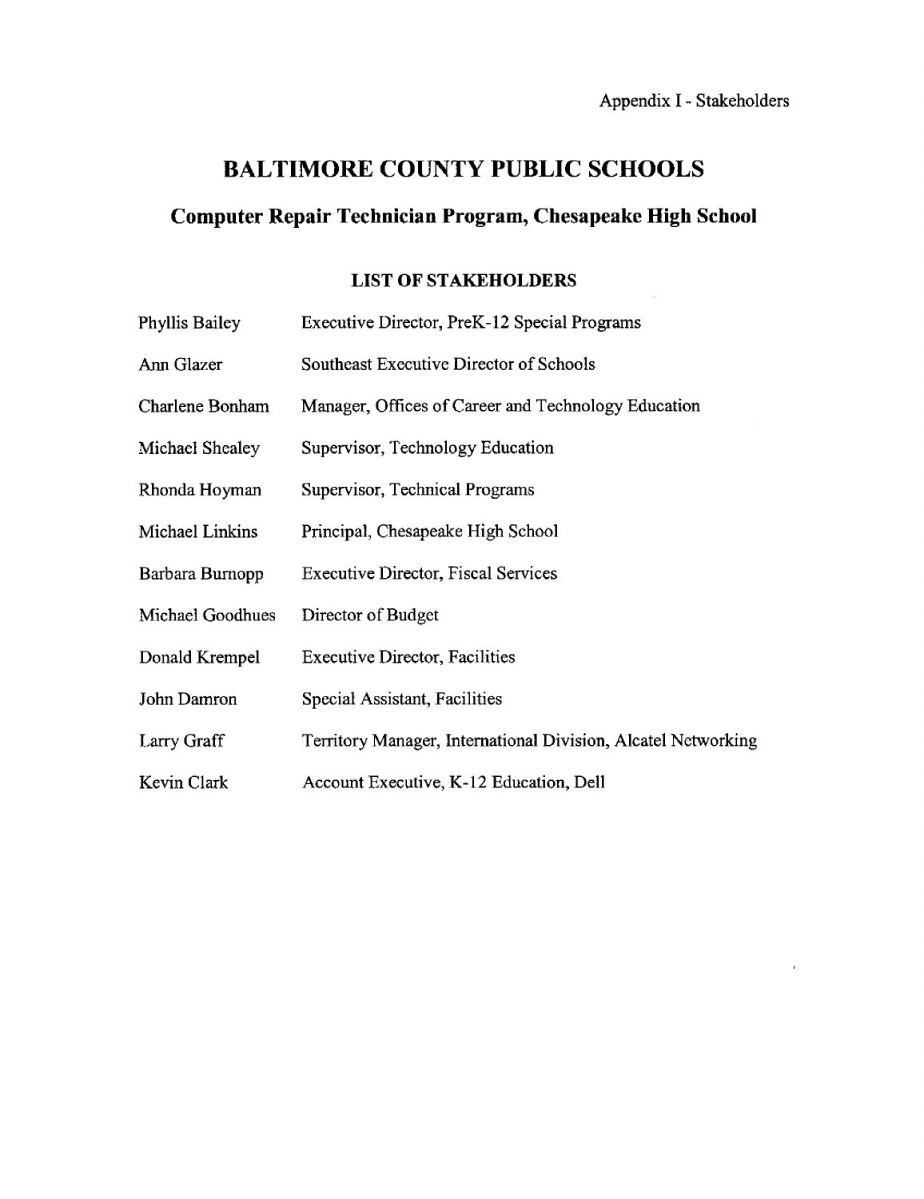Appendix I - Stakeholders

# BALTIMORE COUNTY PUBLIC SCHOOLS

## Computer Repair Technician Program, Chesapeake High School

### LIST OF STAKEHOLDERS

| | |
|---|---|
| Phyllis Bailey | Executive Director, PreK-12 Special Programs |
| Ann Glazer | Southeast Executive Director of Schools |
| Charlene Bonham | Manager, Offices of Career and Technology Education |
| Michael Shealey | Supervisor, Technology Education |
| Rhonda Hoyman | Supervisor, Technical Programs |
| Michael Linkins | Principal, Chesapeake High School |
| Barbara Burnopp | Executive Director, Fiscal Services |
| Michael Goodhues | Director of Budget |
| Donald Krempel | Executive Director, Facilities |
| John Damron | Special Assistant, Facilities |
| Larry Graff | Territory Manager, International Division, Alcatel Networking |
| Kevin Clark | Account Executive, K-12 Education, Dell |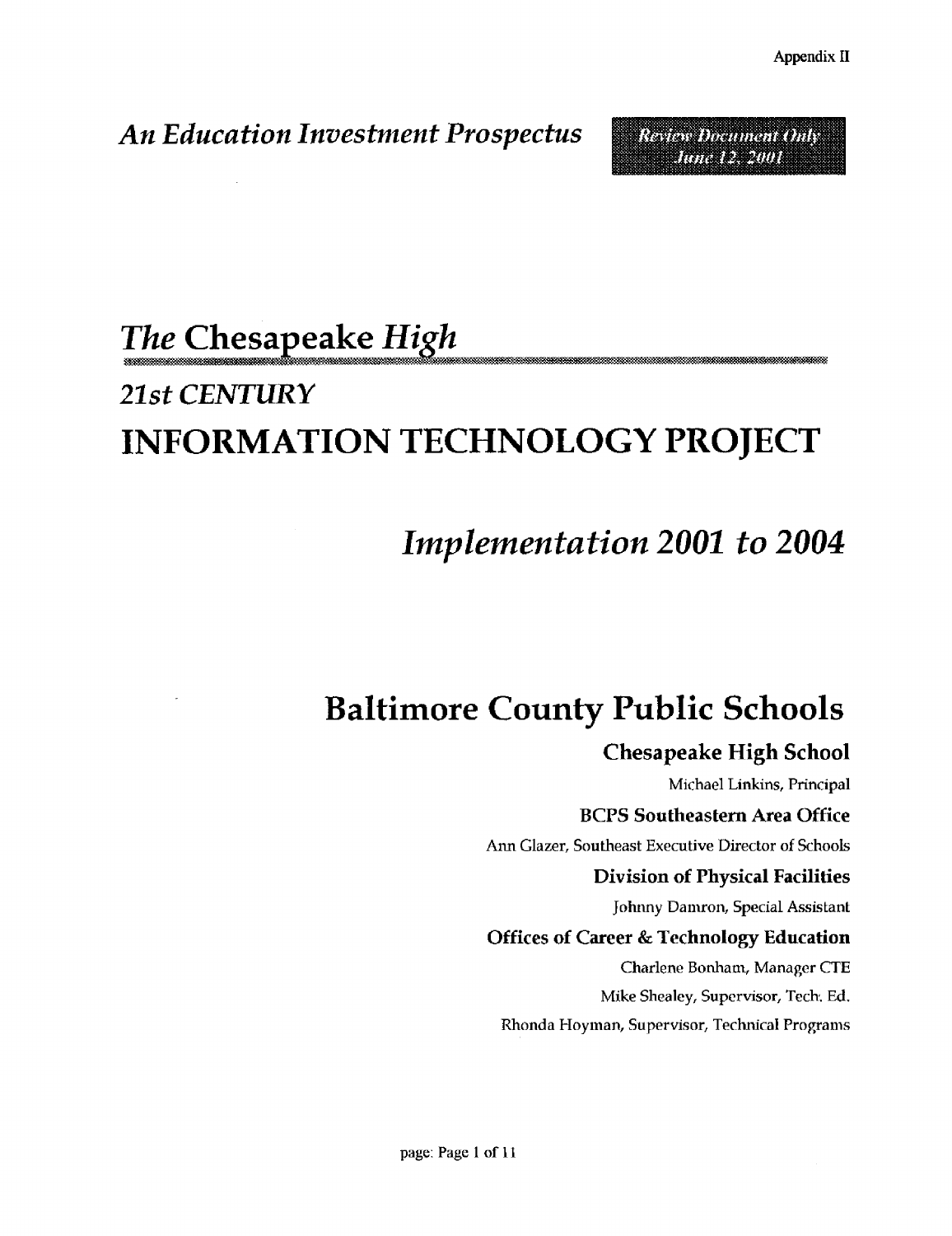Appendix II

*An Education Investment Prospectus*

Review Document Only
June 12, 2001

# *The* Chesapeake *High*

## *21st CENTURY*

# INFORMATION TECHNOLOGY PROJECT

## *Implementation 2001 to 2004*

# Baltimore County Public Schools

**Chesapeake High School**

Michael Linkins, Principal

**BCPS Southeastern Area Office**

Ann Glazer, Southeast Executive Director of Schools

**Division of Physical Facilities**

Johnny Damron, Special Assistant

**Offices of Career & Technology Education**

Charlene Bonham, Manager CTE

Mike Shealey, Supervisor, Tech. Ed.

Rhonda Hoyman, Supervisor, Technical Programs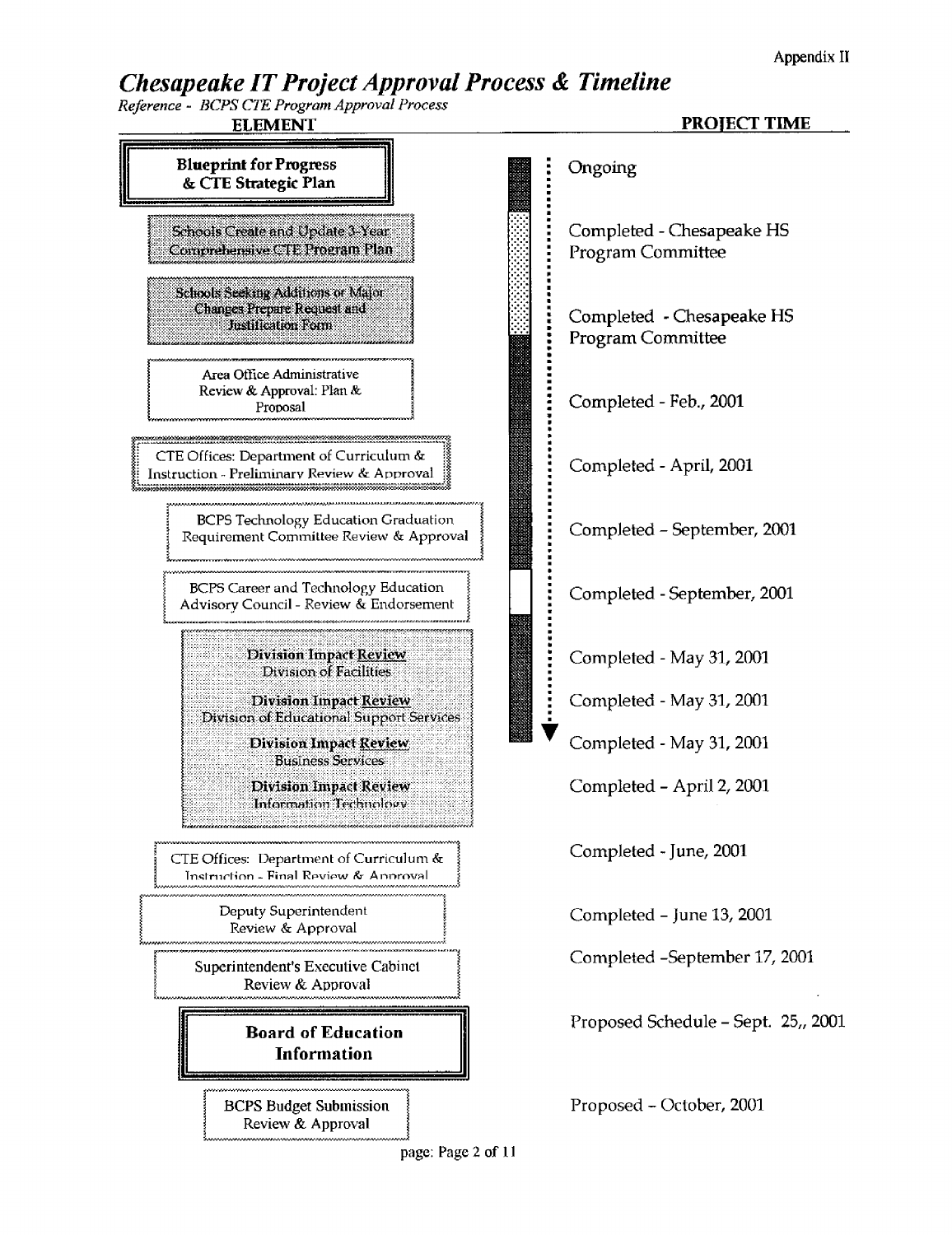# *Chesapeake IT Project Approval Process & Timeline*

*Reference - BCPS CTE Program Approval Process*

| ELEMENT | PROJECT TIME |
| --- | --- |
| **Blueprint for Progress & CTE Strategic Plan** | Ongoing |
| Schools Create and Update 3-Year Comprehensive CTE Program Plan | Completed - Chesapeake HS Program Committee |
| Schools Seeking Additions or Major Changes Prepare Request and Justification Form | Completed - Chesapeake HS Program Committee |
| Area Office Administrative Review & Approval: Plan & Proposal | Completed - Feb., 2001 |
| CTE Offices: Department of Curriculum & Instruction - Preliminary Review & Approval | Completed - April, 2001 |
| BCPS Technology Education Graduation Requirement Committee Review & Approval | Completed – September, 2001 |
| BCPS Career and Technology Education Advisory Council - Review & Endorsement | Completed - September, 2001 |
| **Division Impact Review** Division of Facilities | Completed - May 31, 2001 |
| **Division Impact Review** Division of Educational Support Services | Completed - May 31, 2001 |
| **Division Impact Review** Business Services | Completed - May 31, 2001 |
| **Division Impact Review** Information Technology | Completed – April 2, 2001 |
| CTE Offices: Department of Curriculum & Instruction - Final Review & Approval | Completed - June, 2001 |
| Deputy Superintendent Review & Approval | Completed – June 13, 2001 |
| Superintendent's Executive Cabinet Review & Approval | Completed -September 17, 2001 |
| **Board of Education Information** | Proposed Schedule – Sept. 25,, 2001 |
| BCPS Budget Submission Review & Approval | Proposed – October, 2001 |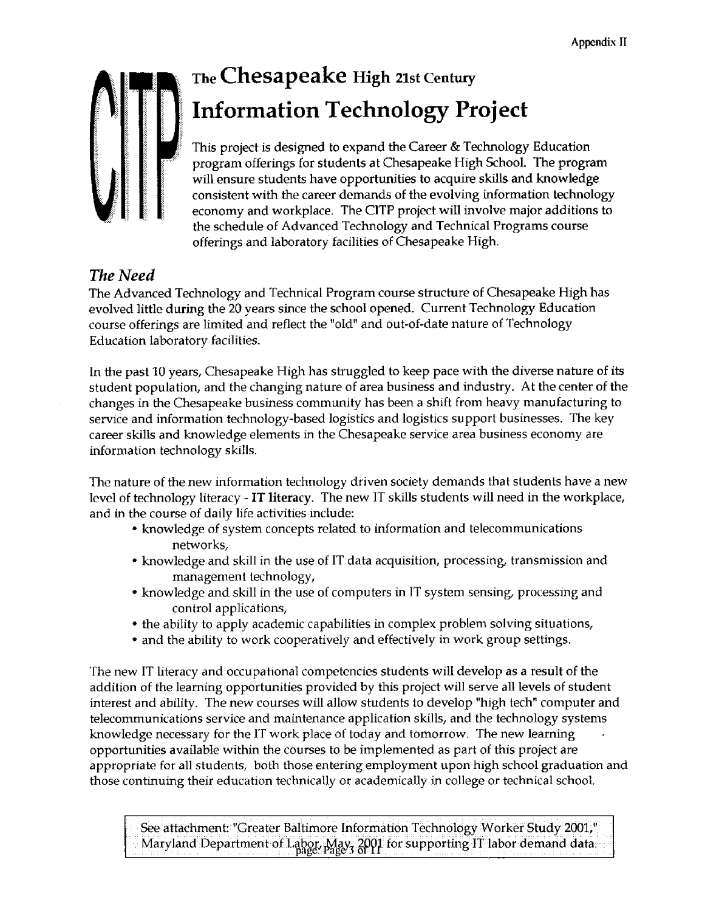# The Chesapeake High 21st Century Information Technology Project

This project is designed to expand the Career & Technology Education program offerings for students at Chesapeake High School. The program will ensure students have opportunities to acquire skills and knowledge consistent with the career demands of the evolving information technology economy and workplace. The CITP project will involve major additions to the schedule of Advanced Technology and Technical Programs course offerings and laboratory facilities of Chesapeake High.

## *The Need*

The Advanced Technology and Technical Program course structure of Chesapeake High has evolved little during the 20 years since the school opened. Current Technology Education course offerings are limited and reflect the "old" and out-of-date nature of Technology Education laboratory facilities.

In the past 10 years, Chesapeake High has struggled to keep pace with the diverse nature of its student population, and the changing nature of area business and industry. At the center of the changes in the Chesapeake business community has been a shift from heavy manufacturing to service and information technology-based logistics and logistics support businesses. The key career skills and knowledge elements in the Chesapeake service area business economy are information technology skills.

The nature of the new information technology driven society demands that students have a new level of technology literacy - **IT literacy**. The new IT skills students will need in the workplace, and in the course of daily life activities include:

- knowledge of system concepts related to information and telecommunications networks,
- knowledge and skill in the use of IT data acquisition, processing, transmission and management technology,
- knowledge and skill in the use of computers in IT system sensing, processing and control applications,
- the ability to apply academic capabilities in complex problem solving situations,
- and the ability to work cooperatively and effectively in work group settings.

The new IT literacy and occupational competencies students will develop as a result of the addition of the learning opportunities provided by this project will serve all levels of student interest and ability. The new courses will allow students to develop "high tech" computer and telecommunications service and maintenance application skills, and the technology systems knowledge necessary for the IT work place of today and tomorrow. The new learning opportunities available within the courses to be implemented as part of this project are appropriate for all students, both those entering employment upon high school graduation and those continuing their education technically or academically in college or technical school.

See attachment: "Greater Baltimore Information Technology Worker Study 2001," Maryland Department of Labor, May, 2001 for supporting IT labor demand data.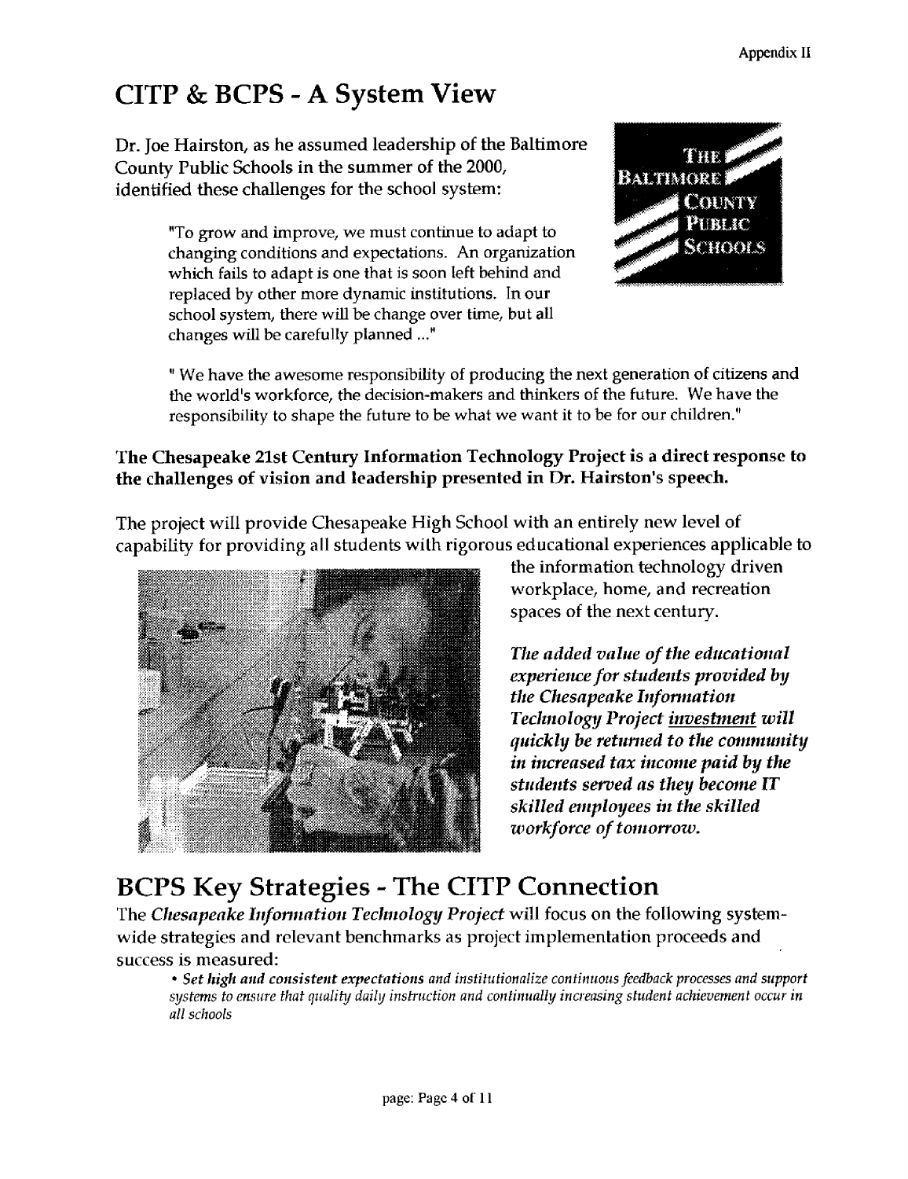# CITP & BCPS - A System View

Dr. Joe Hairston, as he assumed leadership of the Baltimore County Public Schools in the summer of the 2000, identified these challenges for the school system:

> "To grow and improve, we must continue to adapt to changing conditions and expectations. An organization which fails to adapt is one that is soon left behind and replaced by other more dynamic institutions. In our school system, there will be change over time, but all changes will be carefully planned ..."

> " We have the awesome responsibility of producing the next generation of citizens and the world's workforce, the decision-makers and thinkers of the future. We have the responsibility to shape the future to be what we want it to be for our children."

**The Chesapeake 21st Century Information Technology Project is a direct response to the challenges of vision and leadership presented in Dr. Hairston's speech.**

The project will provide Chesapeake High School with an entirely new level of capability for providing all students with rigorous educational experiences applicable to the information technology driven workplace, home, and recreation spaces of the next century.

***The added value of the educational experience for students provided by the Chesapeake Information Technology Project investment will quickly be returned to the community in increased tax income paid by the students served as they become IT skilled employees in the skilled workforce of tomorrow.***

# BCPS Key Strategies - The CITP Connection

The *Chesapeake Information Technology Project* will focus on the following system-wide strategies and relevant benchmarks as project implementation proceeds and success is measured:

- ***Set high and consistent expectations*** *and institutionalize continuous feedback processes and support systems to ensure that quality daily instruction and continually increasing student achievement occur in all schools*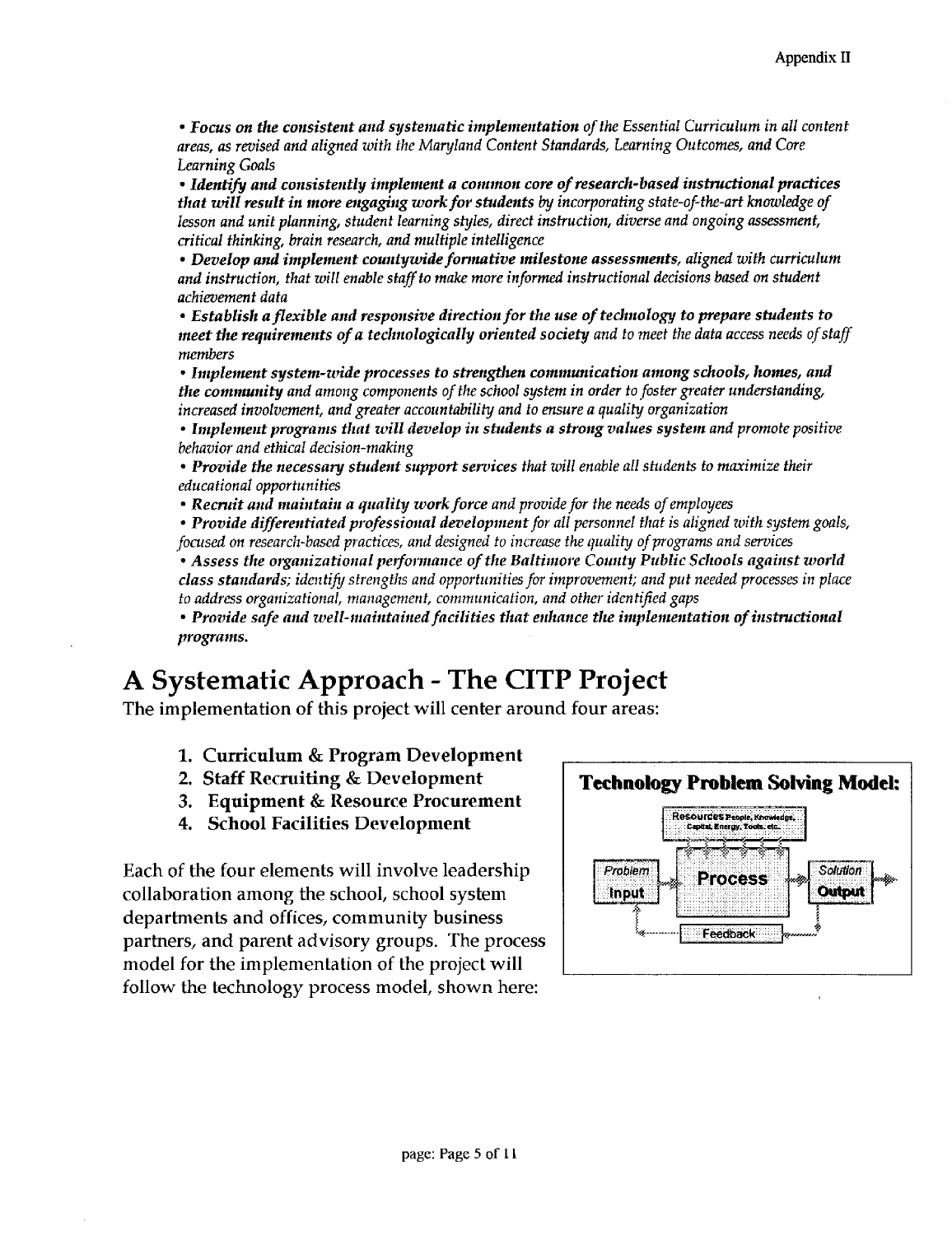- ***Focus on the consistent and systematic implementation** of the Essential Curriculum in all content areas, as revised and aligned with the Maryland Content Standards, Learning Outcomes, and Core Learning Goals*
- ***Identify and consistently implement a common core of research-based instructional practices that will result in more engaging work for students** by incorporating state-of-the-art knowledge of lesson and unit planning, student learning styles, direct instruction, diverse and ongoing assessment, critical thinking, brain research, and multiple intelligence*
- ***Develop and implement countywide formative milestone assessments**, aligned with curriculum and instruction, that will enable staff to make more informed instructional decisions based on student achievement data*
- ***Establish a flexible and responsive direction for the use of technology to prepare students to meet the requirements of a technologically oriented society** and to meet the data access needs of staff members*
- ***Implement system-wide processes to strengthen communication among schools, homes, and the community** and among components of the school system in order to foster greater understanding, increased involvement, and greater accountability and to ensure a quality organization*
- ***Implement programs that will develop in students a strong values system** and promote positive behavior and ethical decision-making*
- ***Provide the necessary student support services** that will enable all students to maximize their educational opportunities*
- ***Recruit and maintain a quality work force** and provide for the needs of employees*
- ***Provide differentiated professional development** for all personnel that is aligned with system goals, focused on research-based practices, and designed to increase the quality of programs and services*
- ***Assess the organizational performance of the Baltimore County Public Schools against world class standards**; identify strengths and opportunities for improvement; and put needed processes in place to address organizational, management, communication, and other identified gaps*
- ***Provide safe and well-maintained facilities that enhance the implementation of instructional programs.***

# A Systematic Approach - The CITP Project

The implementation of this project will center around four areas:

1. **Curriculum & Program Development**
2. **Staff Recruiting & Development**
3. **Equipment & Resource Procurement**
4. **School Facilities Development**

Each of the four elements will involve leadership collaboration among the school, school system departments and offices, community business partners, and parent advisory groups. The process model for the implementation of the project will follow the technology process model, shown here:

**Technology Problem Solving Model:**

Resources People, Knowledge, Capital, Energy, Tools, etc.

Problem Input → Process → Solution Output

Feedback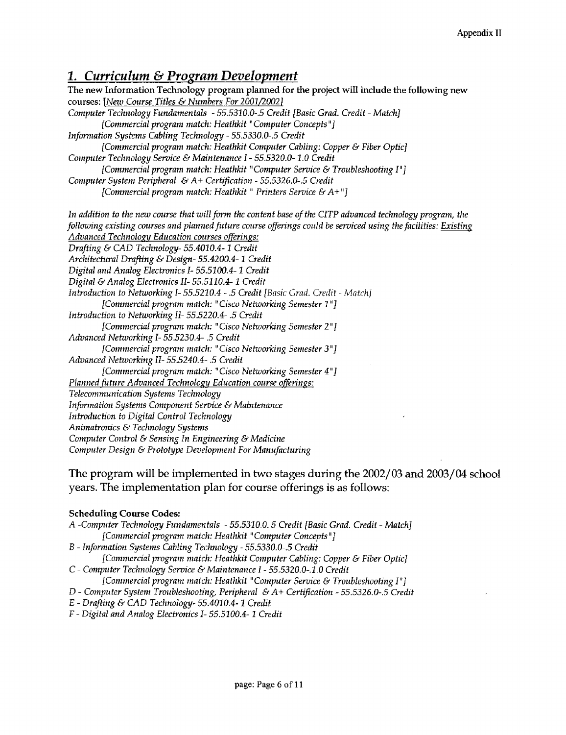## *1. Curriculum & Program Development*

The new Information Technology program planned for the project will include the following new courses: *[New Course Titles & Numbers For 2001/2002]*

*Computer Technology Fundamentals - 55.5310.0-.5 Credit [Basic Grad. Credit - Match]*
  *[Commercial program match: Heathkit "Computer Concepts"]*
*Information Systems Cabling Technology - 55.5330.0-.5 Credit*
  *[Commercial program match: Heathkit Computer Cabling: Copper & Fiber Optic]*
*Computer Technology Service & Maintenance I - 55.5320.0- 1.0 Credit*
  *[Commercial program match: Heathkit "Computer Service & Troubleshooting I"]*
*Computer System Peripheral & A+ Certification - 55.5326.0-.5 Credit*
  *[Commercial program match: Heathkit " Printers Service & A+"]*

*In addition to the new course that will form the content base of the CITP advanced technology program, the following existing courses and planned future course offerings could be serviced using the facilities: Existing Advanced Technology Education courses offerings:*

*Drafting & CAD Technology- 55.4010.4- 1 Credit*
*Architectural Drafting & Design- 55.4200.4- 1 Credit*
*Digital and Analog Electronics I- 55.5100.4- 1 Credit*
*Digital & Analog Electronics II- 55.5110.4- 1 Credit*
*Introduction to Networking I- 55.5210.4 - .5 Credit [Basic Grad. Credit - Match]*
  *[Commercial program match: "Cisco Networking Semester 1"]*
*Introduction to Networking II- 55.5220.4- .5 Credit*
  *[Commercial program match: "Cisco Networking Semester 2"]*
*Advanced Networking I- 55.5230.4- .5 Credit*
  *[Commercial program match: "Cisco Networking Semester 3"]*
*Advanced Networking II- 55.5240.4- .5 Credit*
  *[Commercial program match: "Cisco Networking Semester 4"]*

*Planned future Advanced Technology Education course offerings:*

*Telecommunication Systems Technology*
*Information Systems Component Service & Maintenance*
*Introduction to Digital Control Technology*
*Animatronics & Technology Systems*
*Computer Control & Sensing In Engineering & Medicine*
*Computer Design & Prototype Development For Manufacturing*

The program will be implemented in two stages during the 2002/03 and 2003/04 school years. The implementation plan for course offerings is as follows:

**Scheduling Course Codes:**

*A -Computer Technology Fundamentals - 55.5310.0. 5 Credit [Basic Grad. Credit - Match]*
  *[Commercial program match: Heathkit "Computer Concepts"]*
*B - Information Systems Cabling Technology - 55.5330.0-.5 Credit*
  *[Commercial program match: Heathkit Computer Cabling: Copper & Fiber Optic]*
*C - Computer Technology Service & Maintenance I - 55.5320.0-.1.0 Credit*
  *[Commercial program match: Heathkit "Computer Service & Troubleshooting I"]*
*D - Computer System Troubleshooting, Peripheral & A+ Certification - 55.5326.0-.5 Credit*
*E - Drafting & CAD Technology- 55.4010.4- 1 Credit*
*F - Digital and Analog Electronics I- 55.5100.4- 1 Credit*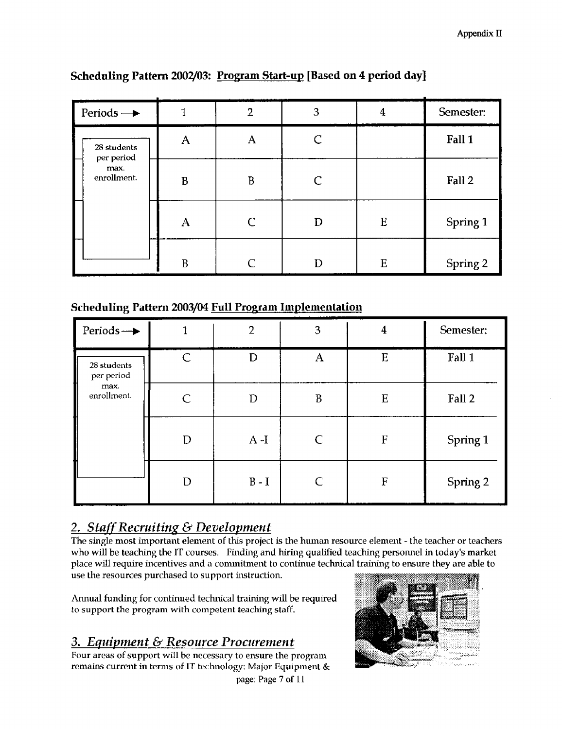## Scheduling Pattern 2002/03: Program Start-up [Based on 4 period day]

| Periods → | 1 | 2 | 3 | 4 | Semester: |
|---|---|---|---|---|---|
| 28 students per period max. enrollment. | A | A | C | | Fall 1 |
| | B | B | C | | Fall 2 |
| | A | C | D | E | Spring 1 |
| | B | C | D | E | Spring 2 |

## Scheduling Pattern 2003/04 Full Program Implementation

| Periods → | 1 | 2 | 3 | 4 | Semester: |
|---|---|---|---|---|---|
| 28 students per period max. enrollment. | C | D | A | E | Fall 1 |
| | C | D | B | E | Fall 2 |
| | D | A -I | C | F | Spring 1 |
| | D | B - I | C | F | Spring 2 |

## 2. *Staff Recruiting & Development*

The single most important element of this project is the human resource element - the teacher or teachers who will be teaching the IT courses. Finding and hiring qualified teaching personnel in today's market place will require incentives and a commitment to continue technical training to ensure they are able to use the resources purchased to support instruction.

Annual funding for continued technical training will be required to support the program with competent teaching staff.

## 3. *Equipment & Resource Procurement*

Four areas of support will be necessary to ensure the program remains current in terms of IT technology: Major Equipment &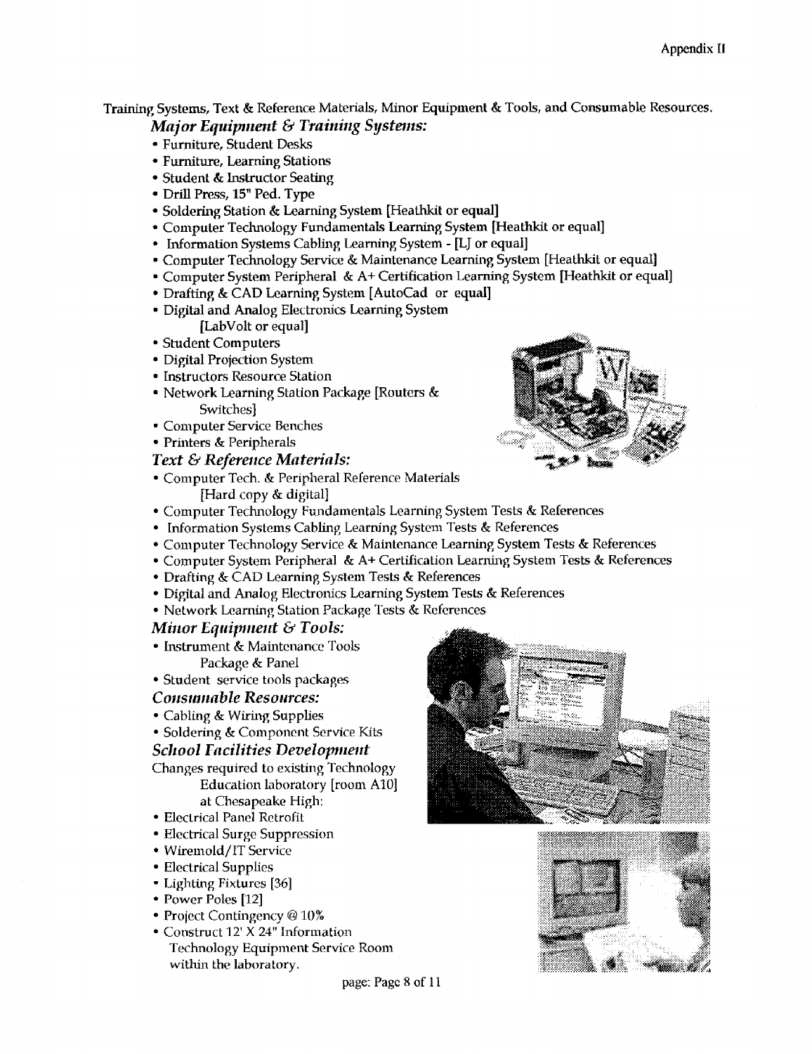Training Systems, Text & Reference Materials, Minor Equipment & Tools, and Consumable Resources.

### *Major Equipment & Training Systems:*

- Furniture, Student Desks
- Furniture, Learning Stations
- Student & Instructor Seating
- Drill Press, 15" Ped. Type
- Soldering Station & Learning System [Heathkit or equal]
- Computer Technology Fundamentals Learning System [Heathkit or equal]
- Information Systems Cabling Learning System - [LJ or equal]
- Computer Technology Service & Maintenance Learning System [Heathkit or equal]
- Computer System Peripheral & A+ Certification Learning System [Heathkit or equal]
- Drafting & CAD Learning System [AutoCad or equal]
- Digital and Analog Electronics Learning System [LabVolt or equal]
- Student Computers
- Digital Projection System
- Instructors Resource Station
- Network Learning Station Package [Routers & Switches]
- Computer Service Benches
- Printers & Peripherals

### *Text & Reference Materials:*

- Computer Tech. & Peripheral Reference Materials [Hard copy & digital]
- Computer Technology Fundamentals Learning System Tests & References
- Information Systems Cabling Learning System Tests & References
- Computer Technology Service & Maintenance Learning System Tests & References
- Computer System Peripheral & A+ Certification Learning System Tests & References
- Drafting & CAD Learning System Tests & References
- Digital and Analog Electronics Learning System Tests & References
- Network Learning Station Package Tests & References

### *Minor Equipment & Tools:*

- Instrument & Maintenance Tools Package & Panel
- Student service tools packages

### *Consumable Resources:*

- Cabling & Wiring Supplies
- Soldering & Component Service Kits

### *School Facilities Development*

Changes required to existing Technology Education laboratory [room A10] at Chesapeake High:

- Electrical Panel Retrofit
- Electrical Surge Suppression
- Wiremold/IT Service
- Electrical Supplies
- Lighting Fixtures [36]
- Power Poles [12]
- Project Contingency @ 10%
- Construct 12' X 24" Information Technology Equipment Service Room within the laboratory.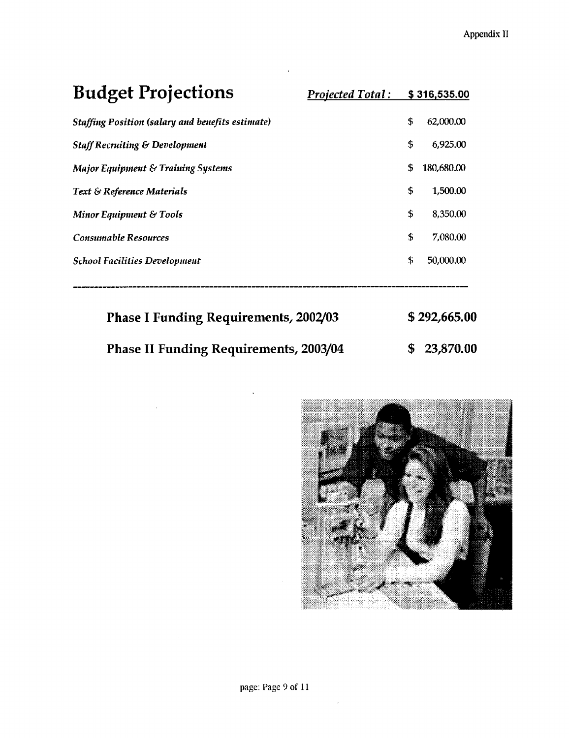# Budget Projections

*Projected Total:* **$ 316,535.00**

| | |
|---|---|
| *Staffing Position (salary and benefits estimate)* | $ 62,000.00 |
| *Staff Recruiting & Development* | $ 6,925.00 |
| *Major Equipment & Training Systems* | $ 180,680.00 |
| *Text & Reference Materials* | $ 1,500.00 |
| *Minor Equipment & Tools* | $ 8,350.00 |
| *Consumable Resources* | $ 7,080.00 |
| *School Facilities Development* | $ 50,000.00 |

**Phase I Funding Requirements, 2002/03** **$ 292,665.00**

**Phase II Funding Requirements, 2003/04** **$ 23,870.00**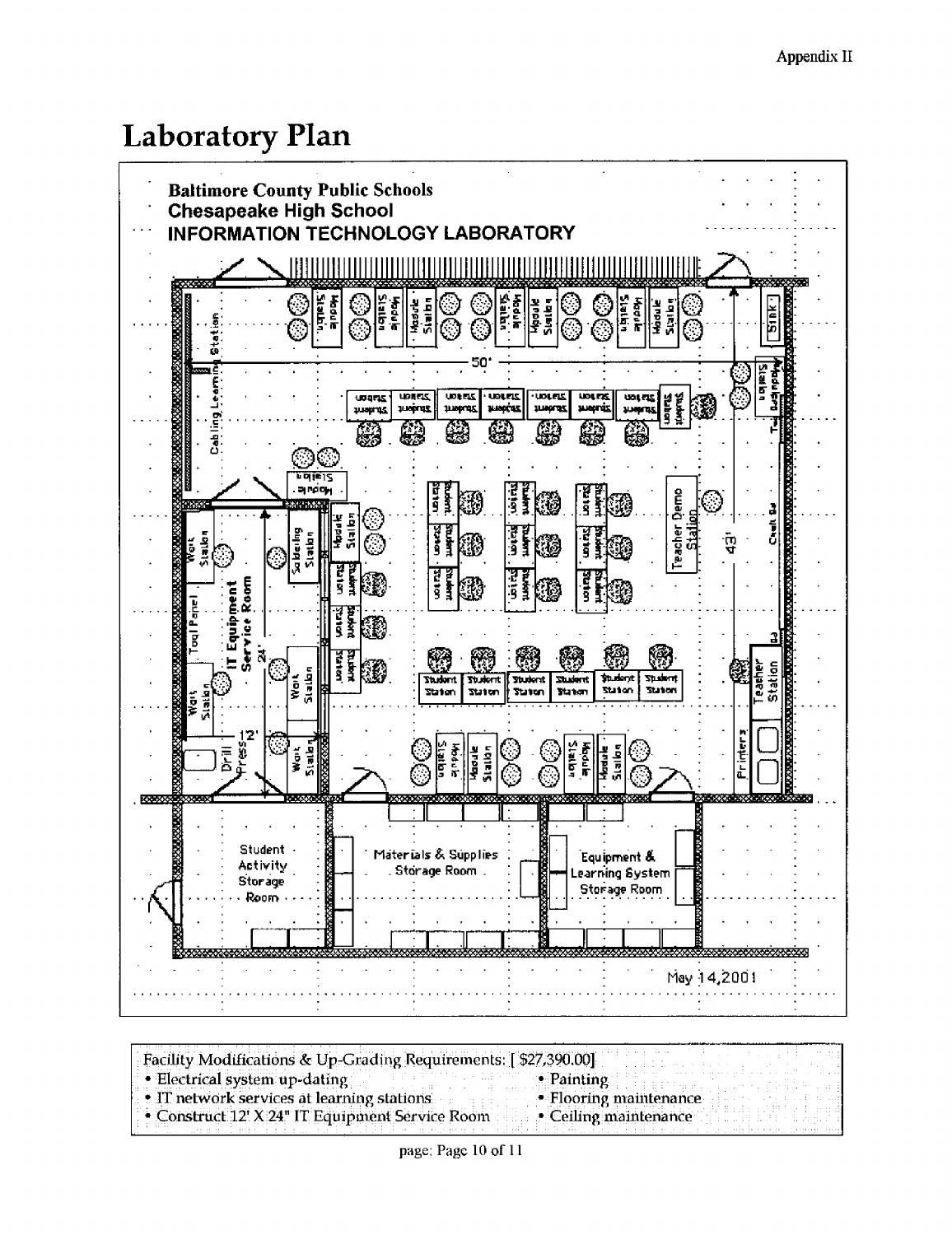# Laboratory Plan

**Baltimore County Public Schools**
**Chesapeake High School**
**INFORMATION TECHNOLOGY LABORATORY**

May 14,2001

Facility Modifications & Up-Grading Requirements: [ $27,390.00]

- Electrical system up-dating
- IT network services at learning stations
- Construct 12' X 24" IT Equipment Service Room
- Painting
- Flooring maintenance
- Ceiling maintenance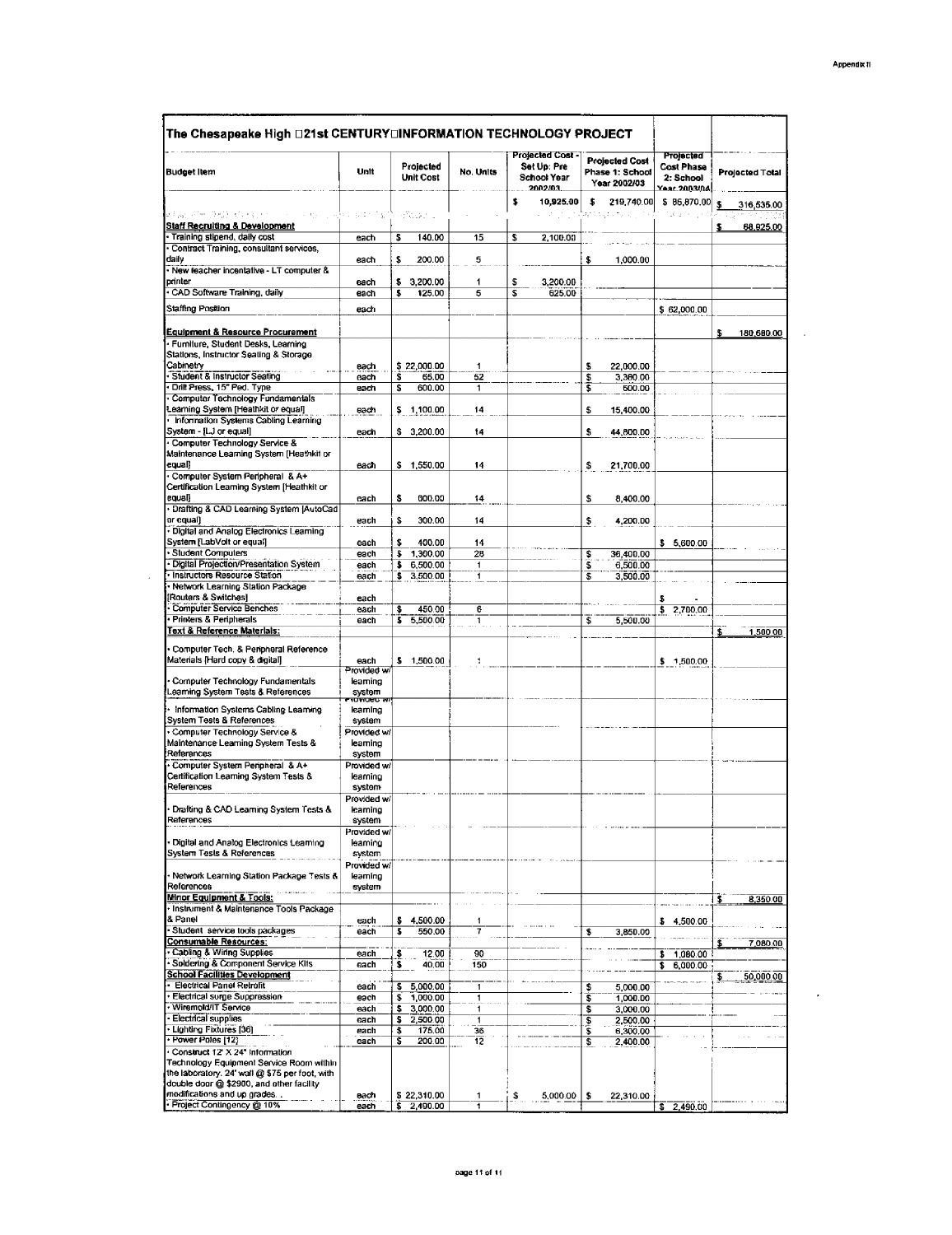| The Chesapeake High □21st CENTURY□INFORMATION TECHNOLOGY PROJECT | | | | | | | |
|---|---|---|---|---|---|---|---|
| **Budget Item** | **Unit** | **Projected Unit Cost** | **No. Units** | **Projected Cost - Set Up: Pre School Year 2002/03** | **Projected Cost Phase 1: School Year 2002/03** | **Projected Cost Phase 2: School Year 2003/04** | **Projected Total** |
| | | | | $ 10,925.00 | $ 219,740.00 | $ 85,870.00 | $ 316,535.00 |
| **Staff Recruiting & Development** | | | | | | | $ 68,925.00 |
| · Training stipend, daily cost | each | $ 140.00 | 15 | $ 2,100.00 | | | |
| · Contract Training, consultant services, daily | each | $ 200.00 | 5 | | $ 1,000.00 | | |
| · New teacher incentative - LT computer & printer | each | $ 3,200.00 | 1 | $ 3,200.00 | | | |
| · CAD Software Training, daily | each | $ 125.00 | 5 | $ 625.00 | | | |
| Staffing Position | each | | | | | $ 62,000.00 | |
| **Equipment & Resource Procurement** | | | | | | | $ 180,680.00 |
| · Furniture, Student Desks, Learning Stations, Instructor Seating & Storage Cabinetry | each | $ 22,000.00 | 1 | | $ 22,000.00 | | |
| · Student & Instructor Seating | each | $ 65.00 | 52 | | $ 3,380.00 | | |
| · Drill Press, 15" Ped. Type | each | $ 600.00 | 1 | | $ 600.00 | | |
| · Computer Technology Fundamentals Learning System [Heathkit or equal] | each | $ 1,100.00 | 14 | | $ 15,400.00 | | |
| · Information Systems Cabling Learning System - [LJ or equal] | each | $ 3,200.00 | 14 | | $ 44,800.00 | | |
| · Computer Technology Service & Maintenance Learning System [Heathkit or equal] | each | $ 1,550.00 | 14 | | $ 21,700.00 | | |
| · Computer System Peripheral & A+ Certification Learning System [Heathkit or equal] | each | $ 600.00 | 14 | | $ 8,400.00 | | |
| · Drafting & CAD Learning System [AutoCad or equal] | each | $ 300.00 | 14 | | $ 4,200.00 | | |
| · Digital and Analog Electronics Learning System [LabVolt or equal] | each | $ 400.00 | 14 | | | $ 5,600.00 | |
| · Student Computers | each | $ 1,300.00 | 28 | | $ 36,400.00 | | |
| · Digital Projection/Presentation System | each | $ 6,500.00 | 1 | | $ 6,500.00 | | |
| · Instructors Resource Station | each | $ 3,500.00 | 1 | | $ 3,500.00 | | |
| · Network Learning Station Package [Routers & Switches] | each | | | | | $ - | |
| · Computer Service Benches | each | $ 450.00 | 6 | | | $ 2,700.00 | |
| · Printers & Peripherals | each | $ 5,500.00 | 1 | | $ 5,500.00 | | |
| **Text & Reference Materials:** | | | | | | | $ 1,500.00 |
| · Computer Tech. & Peripheral Reference Materials [Hard copy & digital] | each | $ 1,500.00 | 1 | | | $ 1,500.00 | |
| · Computer Technology Fundamentals Learning System Tests & References | Provided w/ learning system | | | | | | |
| · Information Systems Cabling Learning System Tests & References | Provided w/ learning system | | | | | | |
| · Computer Technology Service & Maintenance Learning System Tests & References | Provided w/ learning system | | | | | | |
| · Computer System Peripheral & A+ Certification Learning System Tests & References | Provided w/ learning system | | | | | | |
| · Drafting & CAD Learning System Tests & References | Provided w/ learning system | | | | | | |
| · Digital and Analog Electronics Learning System Tests & References | Provided w/ learning system | | | | | | |
| · Network Learning Station Package Tests & References | Provided w/ learning system | | | | | | |
| **Minor Equipment & Tools:** | | | | | | | $ 8,350.00 |
| · Instrument & Maintenance Tools Package & Panel | each | $ 4,500.00 | 1 | | | $ 4,500.00 | |
| · Student service tools packages | each | $ 550.00 | 7 | | $ 3,850.00 | | |
| **Consumable Resources:** | | | | | | | $ 7,080.00 |
| · Cabling & Wiring Supplies | each | $ 12.00 | 90 | | | $ 1,080.00 | |
| · Soldering & Component Service Kits | each | $ 40.00 | 150 | | | $ 6,000.00 | |
| **School Facilities Development** | | | | | | | $ 50,000.00 |
| · Electrical Panel Retrofit | each | $ 5,000.00 | 1 | | $ 5,000.00 | | |
| · Electrical surge Suppression | each | $ 1,000.00 | 1 | | $ 1,000.00 | | |
| · Wiremold/IT Service | each | $ 3,000.00 | 1 | | $ 3,000.00 | | |
| · Electrical supplies | each | $ 2,500.00 | 1 | | $ 2,500.00 | | |
| · Lighting Fixtures [36] | each | $ 175.00 | 36 | | $ 6,300.00 | | |
| · Power Poles [12] | each | $ 200.00 | 12 | | $ 2,400.00 | | |
| · Construct 12' X 24' Information Technology Equipment Service Room within the laboratory. 24' wall @ $75 per foot, with double door @ $2900, and other facility modifications and up grades. | each | $ 22,310.00 | 1 | $ 5,000.00 | $ 22,310.00 | | |
| · Project Contingency @ 10% | each | $ 2,490.00 | 1 | | | $ 2,490.00 | |